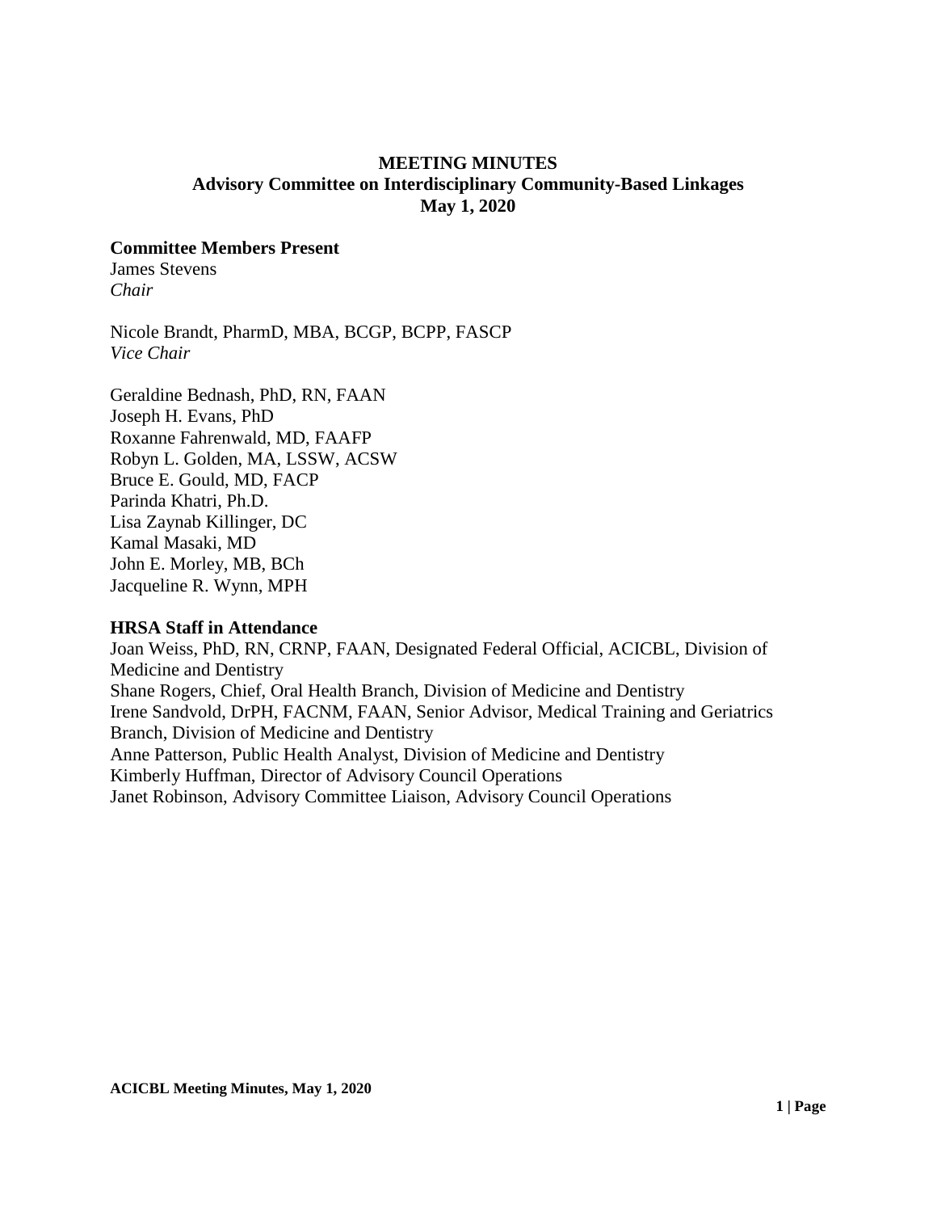# MEETING MINUTES
## Advisory Committee on Interdisciplinary Community-Based Linkages
## May 1, 2020

**Committee Members Present**

James Stevens
*Chair*

Nicole Brandt, PharmD, MBA, BCGP, BCPP, FASCP
*Vice Chair*

Geraldine Bednash, PhD, RN, FAAN
Joseph H. Evans, PhD
Roxanne Fahrenwald, MD, FAAFP
Robyn L. Golden, MA, LSSW, ACSW
Bruce E. Gould, MD, FACP
Parinda Khatri, Ph.D.
Lisa Zaynab Killinger, DC
Kamal Masaki, MD
John E. Morley, MB, BCh
Jacqueline R. Wynn, MPH

**HRSA Staff in Attendance**

Joan Weiss, PhD, RN, CRNP, FAAN, Designated Federal Official, ACICBL, Division of Medicine and Dentistry
Shane Rogers, Chief, Oral Health Branch, Division of Medicine and Dentistry
Irene Sandvold, DrPH, FACNM, FAAN, Senior Advisor, Medical Training and Geriatrics Branch, Division of Medicine and Dentistry
Anne Patterson, Public Health Analyst, Division of Medicine and Dentistry
Kimberly Huffman, Director of Advisory Council Operations
Janet Robinson, Advisory Committee Liaison, Advisory Council Operations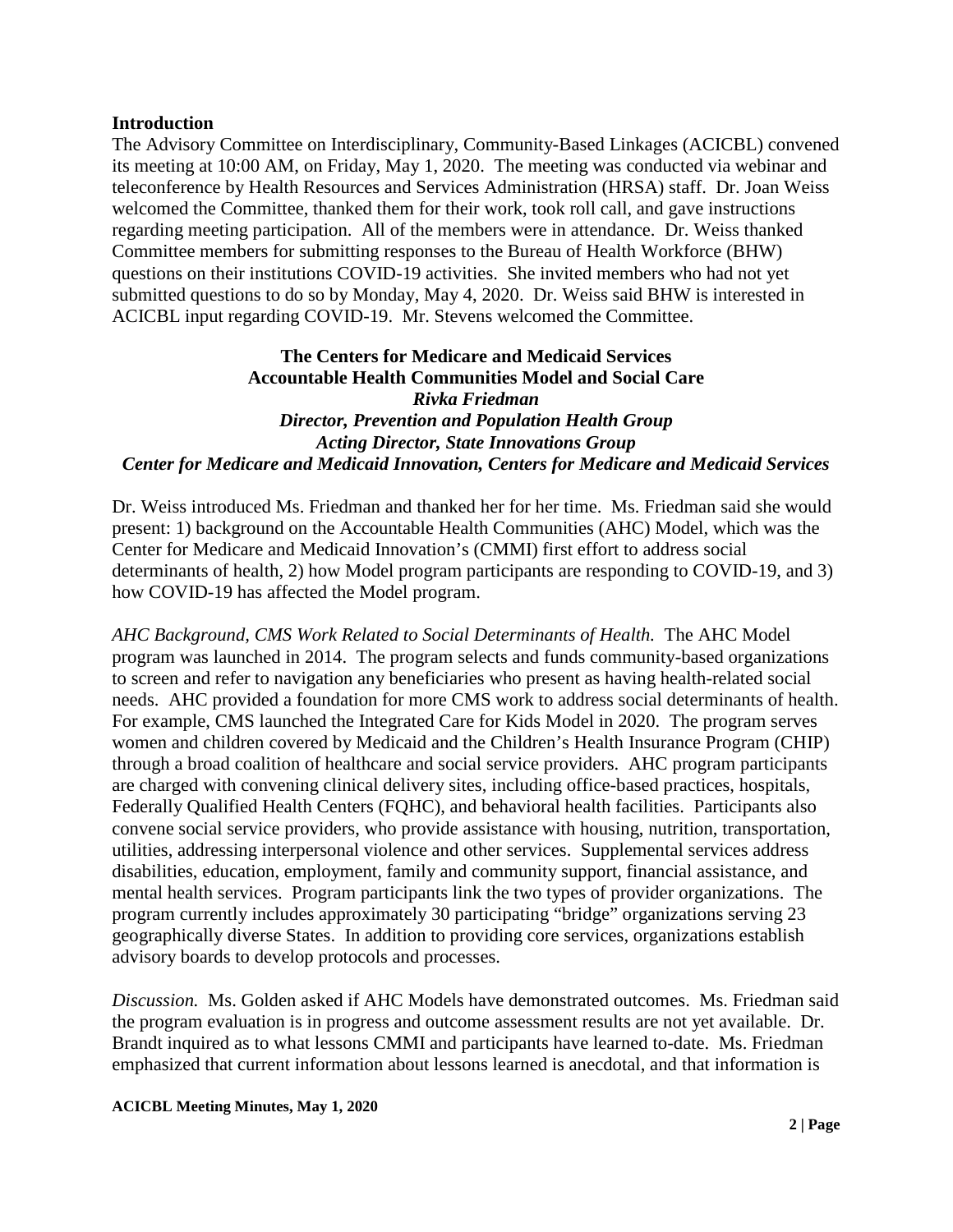## Introduction

The Advisory Committee on Interdisciplinary, Community-Based Linkages (ACICBL) convened its meeting at 10:00 AM, on Friday, May 1, 2020. The meeting was conducted via webinar and teleconference by Health Resources and Services Administration (HRSA) staff. Dr. Joan Weiss welcomed the Committee, thanked them for their work, took roll call, and gave instructions regarding meeting participation. All of the members were in attendance. Dr. Weiss thanked Committee members for submitting responses to the Bureau of Health Workforce (BHW) questions on their institutions COVID-19 activities. She invited members who had not yet submitted questions to do so by Monday, May 4, 2020. Dr. Weiss said BHW is interested in ACICBL input regarding COVID-19. Mr. Stevens welcomed the Committee.

## The Centers for Medicare and Medicaid Services Accountable Health Communities Model and Social Care

***Rivka Friedman***
***Director, Prevention and Population Health Group***
***Acting Director, State Innovations Group***
***Center for Medicare and Medicaid Innovation, Centers for Medicare and Medicaid Services***

Dr. Weiss introduced Ms. Friedman and thanked her for her time. Ms. Friedman said she would present: 1) background on the Accountable Health Communities (AHC) Model, which was the Center for Medicare and Medicaid Innovation's (CMMI) first effort to address social determinants of health, 2) how Model program participants are responding to COVID-19, and 3) how COVID-19 has affected the Model program.

*AHC Background, CMS Work Related to Social Determinants of Health.* The AHC Model program was launched in 2014. The program selects and funds community-based organizations to screen and refer to navigation any beneficiaries who present as having health-related social needs. AHC provided a foundation for more CMS work to address social determinants of health. For example, CMS launched the Integrated Care for Kids Model in 2020. The program serves women and children covered by Medicaid and the Children's Health Insurance Program (CHIP) through a broad coalition of healthcare and social service providers. AHC program participants are charged with convening clinical delivery sites, including office-based practices, hospitals, Federally Qualified Health Centers (FQHC), and behavioral health facilities. Participants also convene social service providers, who provide assistance with housing, nutrition, transportation, utilities, addressing interpersonal violence and other services. Supplemental services address disabilities, education, employment, family and community support, financial assistance, and mental health services. Program participants link the two types of provider organizations. The program currently includes approximately 30 participating "bridge" organizations serving 23 geographically diverse States. In addition to providing core services, organizations establish advisory boards to develop protocols and processes.

*Discussion.* Ms. Golden asked if AHC Models have demonstrated outcomes. Ms. Friedman said the program evaluation is in progress and outcome assessment results are not yet available. Dr. Brandt inquired as to what lessons CMMI and participants have learned to-date. Ms. Friedman emphasized that current information about lessons learned is anecdotal, and that information is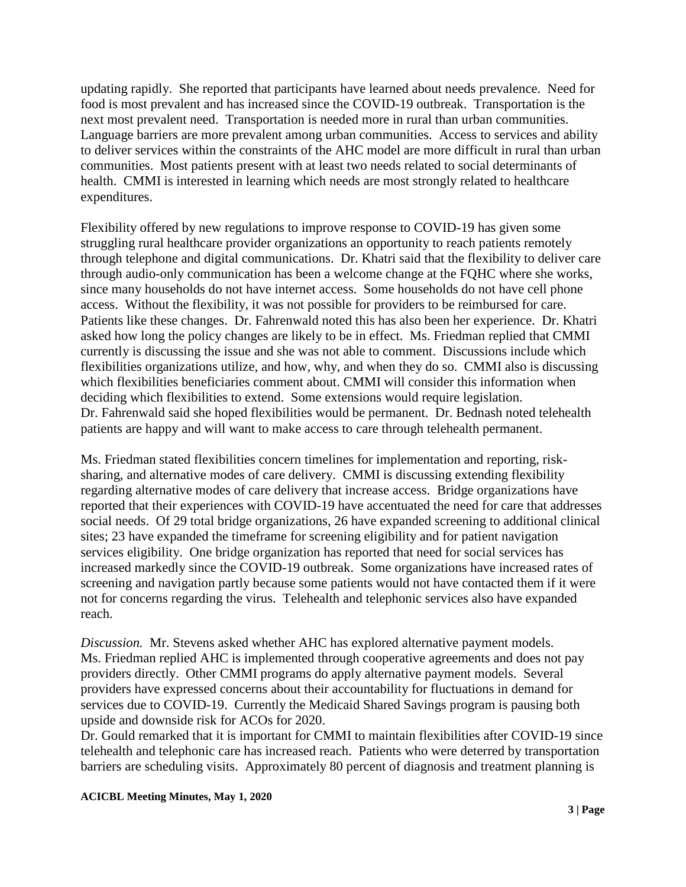updating rapidly. She reported that participants have learned about needs prevalence. Need for food is most prevalent and has increased since the COVID-19 outbreak. Transportation is the next most prevalent need. Transportation is needed more in rural than urban communities. Language barriers are more prevalent among urban communities. Access to services and ability to deliver services within the constraints of the AHC model are more difficult in rural than urban communities. Most patients present with at least two needs related to social determinants of health. CMMI is interested in learning which needs are most strongly related to healthcare expenditures.

Flexibility offered by new regulations to improve response to COVID-19 has given some struggling rural healthcare provider organizations an opportunity to reach patients remotely through telephone and digital communications. Dr. Khatri said that the flexibility to deliver care through audio-only communication has been a welcome change at the FQHC where she works, since many households do not have internet access. Some households do not have cell phone access. Without the flexibility, it was not possible for providers to be reimbursed for care. Patients like these changes. Dr. Fahrenwald noted this has also been her experience. Dr. Khatri asked how long the policy changes are likely to be in effect. Ms. Friedman replied that CMMI currently is discussing the issue and she was not able to comment. Discussions include which flexibilities organizations utilize, and how, why, and when they do so. CMMI also is discussing which flexibilities beneficiaries comment about. CMMI will consider this information when deciding which flexibilities to extend. Some extensions would require legislation. Dr. Fahrenwald said she hoped flexibilities would be permanent. Dr. Bednash noted telehealth patients are happy and will want to make access to care through telehealth permanent.

Ms. Friedman stated flexibilities concern timelines for implementation and reporting, risk-sharing, and alternative modes of care delivery. CMMI is discussing extending flexibility regarding alternative modes of care delivery that increase access. Bridge organizations have reported that their experiences with COVID-19 have accentuated the need for care that addresses social needs. Of 29 total bridge organizations, 26 have expanded screening to additional clinical sites; 23 have expanded the timeframe for screening eligibility and for patient navigation services eligibility. One bridge organization has reported that need for social services has increased markedly since the COVID-19 outbreak. Some organizations have increased rates of screening and navigation partly because some patients would not have contacted them if it were not for concerns regarding the virus. Telehealth and telephonic services also have expanded reach.

*Discussion.* Mr. Stevens asked whether AHC has explored alternative payment models. Ms. Friedman replied AHC is implemented through cooperative agreements and does not pay providers directly. Other CMMI programs do apply alternative payment models. Several providers have expressed concerns about their accountability for fluctuations in demand for services due to COVID-19. Currently the Medicaid Shared Savings program is pausing both upside and downside risk for ACOs for 2020.
Dr. Gould remarked that it is important for CMMI to maintain flexibilities after COVID-19 since telehealth and telephonic care has increased reach. Patients who were deterred by transportation barriers are scheduling visits. Approximately 80 percent of diagnosis and treatment planning is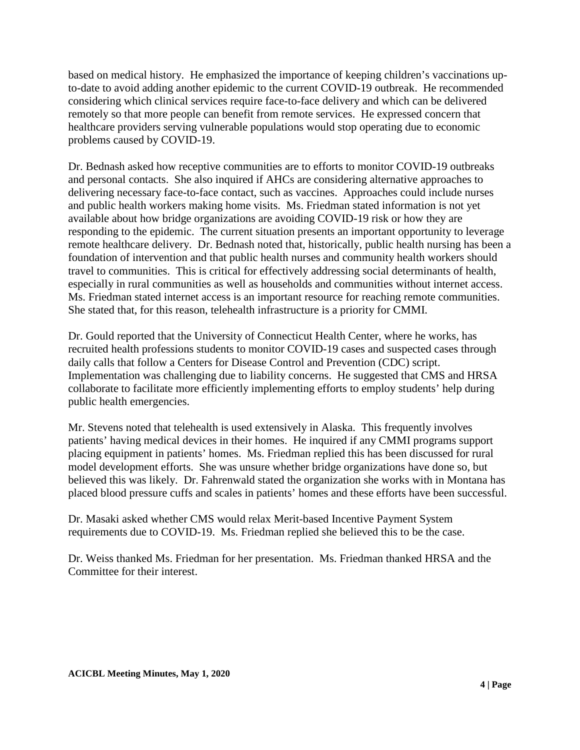based on medical history. He emphasized the importance of keeping children's vaccinations up-to-date to avoid adding another epidemic to the current COVID-19 outbreak. He recommended considering which clinical services require face-to-face delivery and which can be delivered remotely so that more people can benefit from remote services. He expressed concern that healthcare providers serving vulnerable populations would stop operating due to economic problems caused by COVID-19.

Dr. Bednash asked how receptive communities are to efforts to monitor COVID-19 outbreaks and personal contacts. She also inquired if AHCs are considering alternative approaches to delivering necessary face-to-face contact, such as vaccines. Approaches could include nurses and public health workers making home visits. Ms. Friedman stated information is not yet available about how bridge organizations are avoiding COVID-19 risk or how they are responding to the epidemic. The current situation presents an important opportunity to leverage remote healthcare delivery. Dr. Bednash noted that, historically, public health nursing has been a foundation of intervention and that public health nurses and community health workers should travel to communities. This is critical for effectively addressing social determinants of health, especially in rural communities as well as households and communities without internet access. Ms. Friedman stated internet access is an important resource for reaching remote communities. She stated that, for this reason, telehealth infrastructure is a priority for CMMI.

Dr. Gould reported that the University of Connecticut Health Center, where he works, has recruited health professions students to monitor COVID-19 cases and suspected cases through daily calls that follow a Centers for Disease Control and Prevention (CDC) script. Implementation was challenging due to liability concerns. He suggested that CMS and HRSA collaborate to facilitate more efficiently implementing efforts to employ students' help during public health emergencies.

Mr. Stevens noted that telehealth is used extensively in Alaska. This frequently involves patients' having medical devices in their homes. He inquired if any CMMI programs support placing equipment in patients' homes. Ms. Friedman replied this has been discussed for rural model development efforts. She was unsure whether bridge organizations have done so, but believed this was likely. Dr. Fahrenwald stated the organization she works with in Montana has placed blood pressure cuffs and scales in patients' homes and these efforts have been successful.

Dr. Masaki asked whether CMS would relax Merit-based Incentive Payment System requirements due to COVID-19. Ms. Friedman replied she believed this to be the case.

Dr. Weiss thanked Ms. Friedman for her presentation. Ms. Friedman thanked HRSA and the Committee for their interest.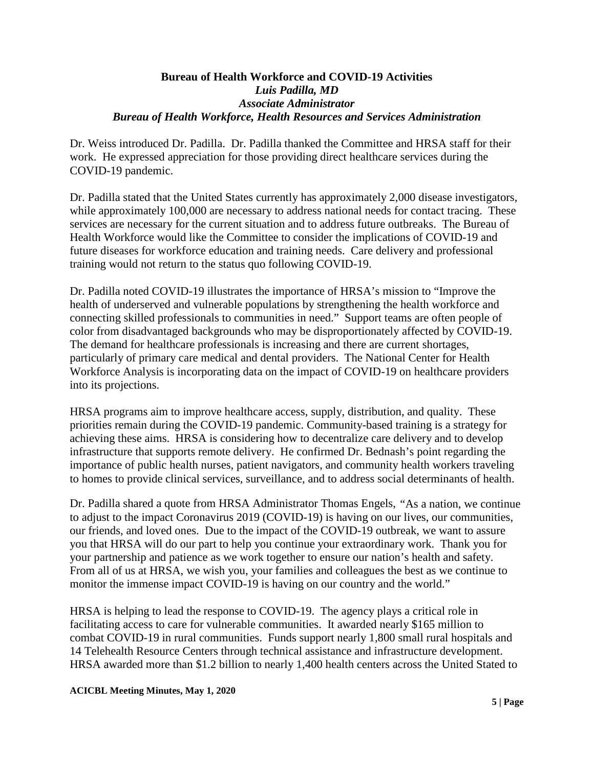**Bureau of Health Workforce and COVID-19 Activities**
***Luis Padilla, MD***
***Associate Administrator***
***Bureau of Health Workforce, Health Resources and Services Administration***

Dr. Weiss introduced Dr. Padilla. Dr. Padilla thanked the Committee and HRSA staff for their work. He expressed appreciation for those providing direct healthcare services during the COVID-19 pandemic.

Dr. Padilla stated that the United States currently has approximately 2,000 disease investigators, while approximately 100,000 are necessary to address national needs for contact tracing. These services are necessary for the current situation and to address future outbreaks. The Bureau of Health Workforce would like the Committee to consider the implications of COVID-19 and future diseases for workforce education and training needs. Care delivery and professional training would not return to the status quo following COVID-19.

Dr. Padilla noted COVID-19 illustrates the importance of HRSA's mission to "Improve the health of underserved and vulnerable populations by strengthening the health workforce and connecting skilled professionals to communities in need." Support teams are often people of color from disadvantaged backgrounds who may be disproportionately affected by COVID-19. The demand for healthcare professionals is increasing and there are current shortages, particularly of primary care medical and dental providers. The National Center for Health Workforce Analysis is incorporating data on the impact of COVID-19 on healthcare providers into its projections.

HRSA programs aim to improve healthcare access, supply, distribution, and quality. These priorities remain during the COVID-19 pandemic. Community-based training is a strategy for achieving these aims. HRSA is considering how to decentralize care delivery and to develop infrastructure that supports remote delivery. He confirmed Dr. Bednash's point regarding the importance of public health nurses, patient navigators, and community health workers traveling to homes to provide clinical services, surveillance, and to address social determinants of health.

Dr. Padilla shared a quote from HRSA Administrator Thomas Engels, "As a nation, we continue to adjust to the impact Coronavirus 2019 (COVID-19) is having on our lives, our communities, our friends, and loved ones. Due to the impact of the COVID-19 outbreak, we want to assure you that HRSA will do our part to help you continue your extraordinary work. Thank you for your partnership and patience as we work together to ensure our nation's health and safety. From all of us at HRSA, we wish you, your families and colleagues the best as we continue to monitor the immense impact COVID-19 is having on our country and the world."

HRSA is helping to lead the response to COVID-19. The agency plays a critical role in facilitating access to care for vulnerable communities. It awarded nearly $165 million to combat COVID-19 in rural communities. Funds support nearly 1,800 small rural hospitals and 14 Telehealth Resource Centers through technical assistance and infrastructure development. HRSA awarded more than $1.2 billion to nearly 1,400 health centers across the United Stated to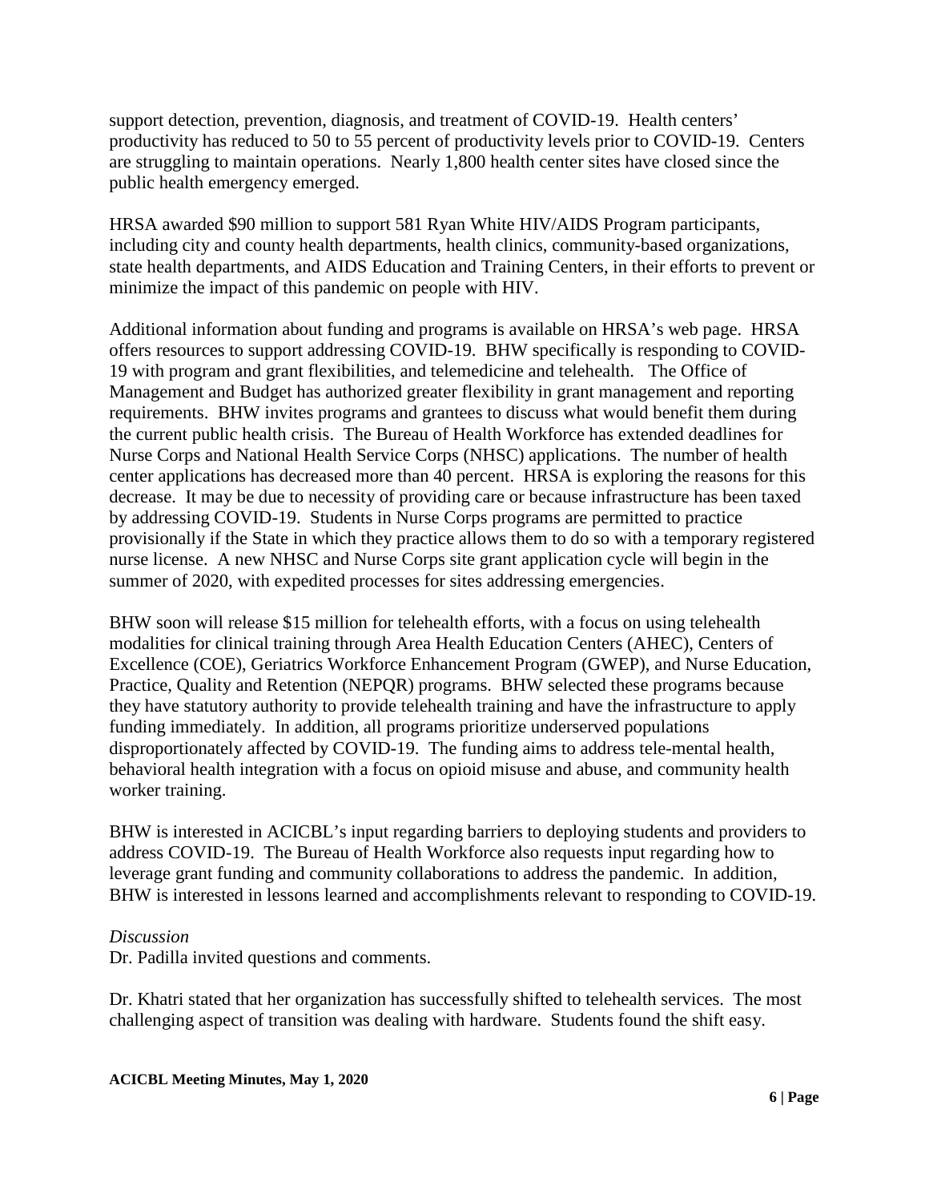support detection, prevention, diagnosis, and treatment of COVID-19. Health centers' productivity has reduced to 50 to 55 percent of productivity levels prior to COVID-19. Centers are struggling to maintain operations. Nearly 1,800 health center sites have closed since the public health emergency emerged.

HRSA awarded $90 million to support 581 Ryan White HIV/AIDS Program participants, including city and county health departments, health clinics, community-based organizations, state health departments, and AIDS Education and Training Centers, in their efforts to prevent or minimize the impact of this pandemic on people with HIV.

Additional information about funding and programs is available on HRSA's web page. HRSA offers resources to support addressing COVID-19. BHW specifically is responding to COVID-19 with program and grant flexibilities, and telemedicine and telehealth. The Office of Management and Budget has authorized greater flexibility in grant management and reporting requirements. BHW invites programs and grantees to discuss what would benefit them during the current public health crisis. The Bureau of Health Workforce has extended deadlines for Nurse Corps and National Health Service Corps (NHSC) applications. The number of health center applications has decreased more than 40 percent. HRSA is exploring the reasons for this decrease. It may be due to necessity of providing care or because infrastructure has been taxed by addressing COVID-19. Students in Nurse Corps programs are permitted to practice provisionally if the State in which they practice allows them to do so with a temporary registered nurse license. A new NHSC and Nurse Corps site grant application cycle will begin in the summer of 2020, with expedited processes for sites addressing emergencies.

BHW soon will release $15 million for telehealth efforts, with a focus on using telehealth modalities for clinical training through Area Health Education Centers (AHEC), Centers of Excellence (COE), Geriatrics Workforce Enhancement Program (GWEP), and Nurse Education, Practice, Quality and Retention (NEPQR) programs. BHW selected these programs because they have statutory authority to provide telehealth training and have the infrastructure to apply funding immediately. In addition, all programs prioritize underserved populations disproportionately affected by COVID-19. The funding aims to address tele-mental health, behavioral health integration with a focus on opioid misuse and abuse, and community health worker training.

BHW is interested in ACICBL's input regarding barriers to deploying students and providers to address COVID-19. The Bureau of Health Workforce also requests input regarding how to leverage grant funding and community collaborations to address the pandemic. In addition, BHW is interested in lessons learned and accomplishments relevant to responding to COVID-19.

*Discussion*

Dr. Padilla invited questions and comments.

Dr. Khatri stated that her organization has successfully shifted to telehealth services. The most challenging aspect of transition was dealing with hardware. Students found the shift easy.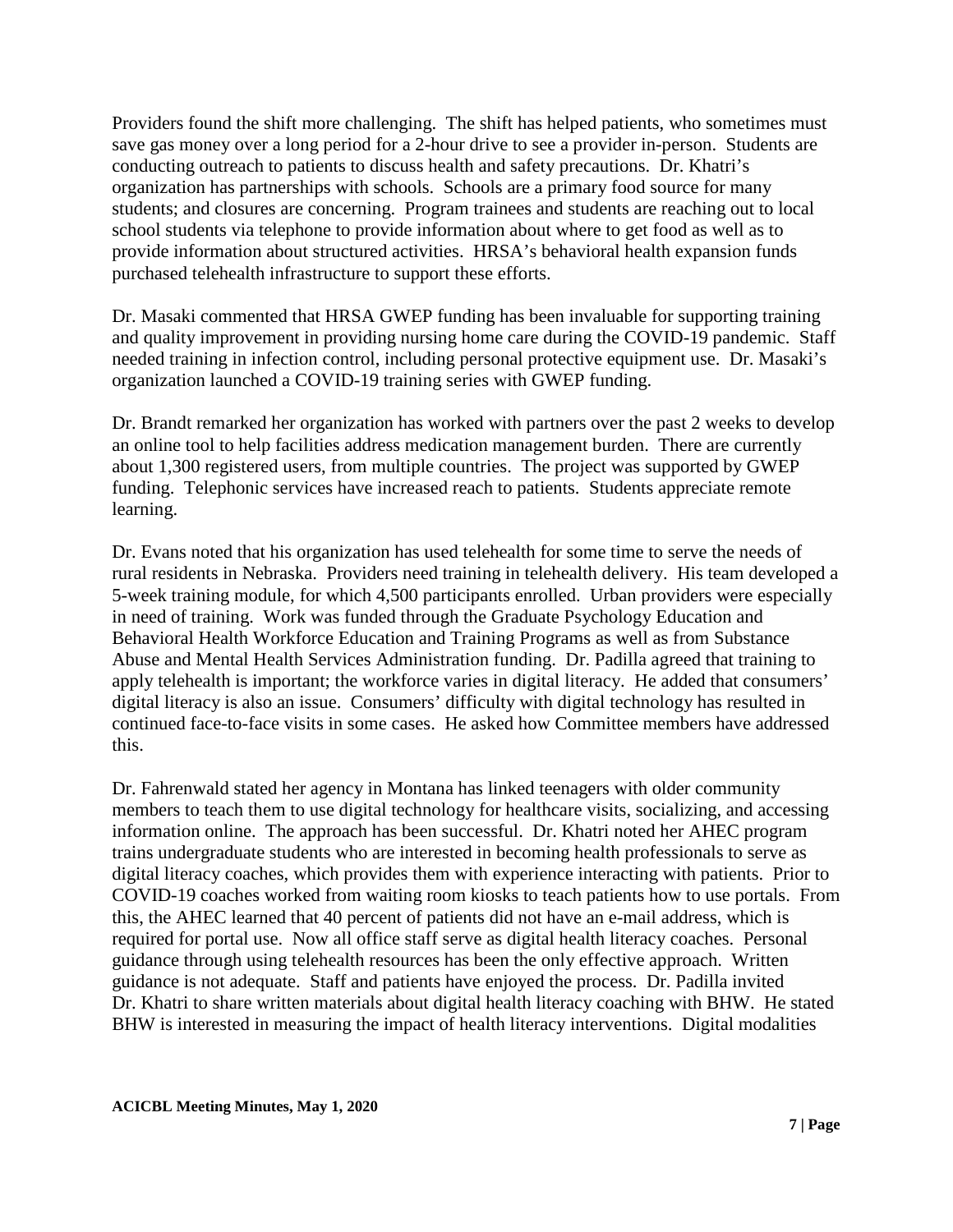Providers found the shift more challenging. The shift has helped patients, who sometimes must save gas money over a long period for a 2-hour drive to see a provider in-person. Students are conducting outreach to patients to discuss health and safety precautions. Dr. Khatri's organization has partnerships with schools. Schools are a primary food source for many students; and closures are concerning. Program trainees and students are reaching out to local school students via telephone to provide information about where to get food as well as to provide information about structured activities. HRSA's behavioral health expansion funds purchased telehealth infrastructure to support these efforts.

Dr. Masaki commented that HRSA GWEP funding has been invaluable for supporting training and quality improvement in providing nursing home care during the COVID-19 pandemic. Staff needed training in infection control, including personal protective equipment use. Dr. Masaki's organization launched a COVID-19 training series with GWEP funding.

Dr. Brandt remarked her organization has worked with partners over the past 2 weeks to develop an online tool to help facilities address medication management burden. There are currently about 1,300 registered users, from multiple countries. The project was supported by GWEP funding. Telephonic services have increased reach to patients. Students appreciate remote learning.

Dr. Evans noted that his organization has used telehealth for some time to serve the needs of rural residents in Nebraska. Providers need training in telehealth delivery. His team developed a 5-week training module, for which 4,500 participants enrolled. Urban providers were especially in need of training. Work was funded through the Graduate Psychology Education and Behavioral Health Workforce Education and Training Programs as well as from Substance Abuse and Mental Health Services Administration funding. Dr. Padilla agreed that training to apply telehealth is important; the workforce varies in digital literacy. He added that consumers' digital literacy is also an issue. Consumers' difficulty with digital technology has resulted in continued face-to-face visits in some cases. He asked how Committee members have addressed this.

Dr. Fahrenwald stated her agency in Montana has linked teenagers with older community members to teach them to use digital technology for healthcare visits, socializing, and accessing information online. The approach has been successful. Dr. Khatri noted her AHEC program trains undergraduate students who are interested in becoming health professionals to serve as digital literacy coaches, which provides them with experience interacting with patients. Prior to COVID-19 coaches worked from waiting room kiosks to teach patients how to use portals. From this, the AHEC learned that 40 percent of patients did not have an e-mail address, which is required for portal use. Now all office staff serve as digital health literacy coaches. Personal guidance through using telehealth resources has been the only effective approach. Written guidance is not adequate. Staff and patients have enjoyed the process. Dr. Padilla invited Dr. Khatri to share written materials about digital health literacy coaching with BHW. He stated BHW is interested in measuring the impact of health literacy interventions. Digital modalities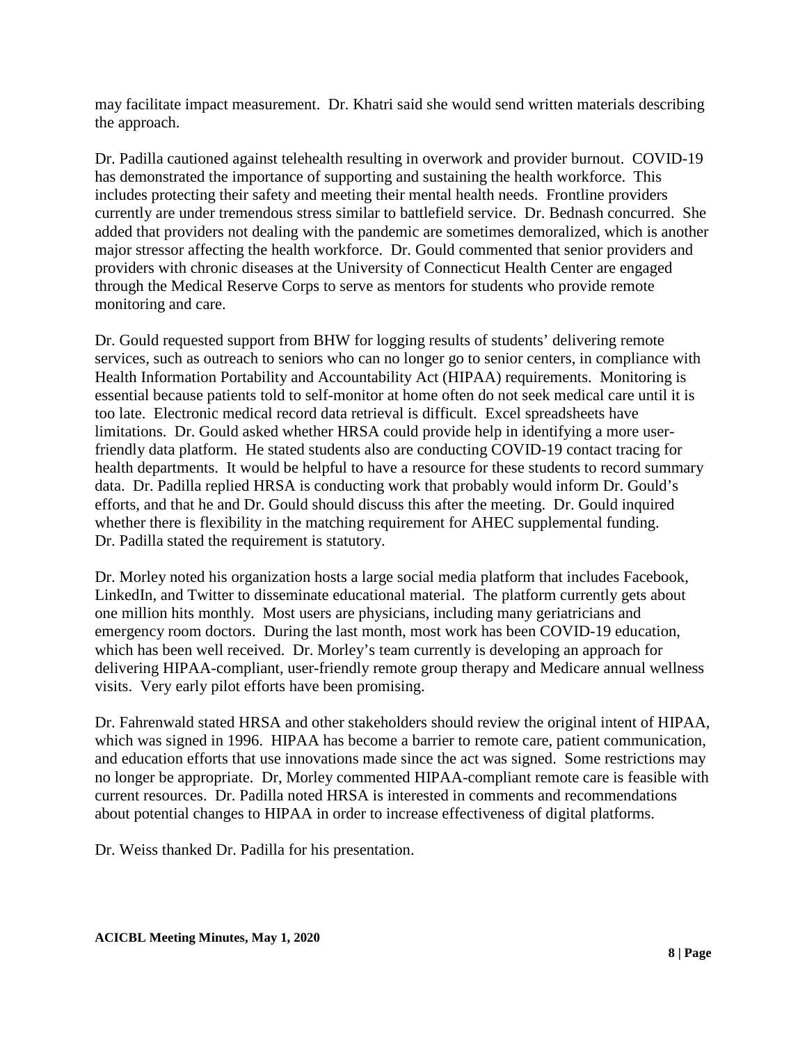may facilitate impact measurement. Dr. Khatri said she would send written materials describing the approach.

Dr. Padilla cautioned against telehealth resulting in overwork and provider burnout. COVID-19 has demonstrated the importance of supporting and sustaining the health workforce. This includes protecting their safety and meeting their mental health needs. Frontline providers currently are under tremendous stress similar to battlefield service. Dr. Bednash concurred. She added that providers not dealing with the pandemic are sometimes demoralized, which is another major stressor affecting the health workforce. Dr. Gould commented that senior providers and providers with chronic diseases at the University of Connecticut Health Center are engaged through the Medical Reserve Corps to serve as mentors for students who provide remote monitoring and care.

Dr. Gould requested support from BHW for logging results of students' delivering remote services, such as outreach to seniors who can no longer go to senior centers, in compliance with Health Information Portability and Accountability Act (HIPAA) requirements. Monitoring is essential because patients told to self-monitor at home often do not seek medical care until it is too late. Electronic medical record data retrieval is difficult. Excel spreadsheets have limitations. Dr. Gould asked whether HRSA could provide help in identifying a more user-friendly data platform. He stated students also are conducting COVID-19 contact tracing for health departments. It would be helpful to have a resource for these students to record summary data. Dr. Padilla replied HRSA is conducting work that probably would inform Dr. Gould's efforts, and that he and Dr. Gould should discuss this after the meeting. Dr. Gould inquired whether there is flexibility in the matching requirement for AHEC supplemental funding. Dr. Padilla stated the requirement is statutory.

Dr. Morley noted his organization hosts a large social media platform that includes Facebook, LinkedIn, and Twitter to disseminate educational material. The platform currently gets about one million hits monthly. Most users are physicians, including many geriatricians and emergency room doctors. During the last month, most work has been COVID-19 education, which has been well received. Dr. Morley's team currently is developing an approach for delivering HIPAA-compliant, user-friendly remote group therapy and Medicare annual wellness visits. Very early pilot efforts have been promising.

Dr. Fahrenwald stated HRSA and other stakeholders should review the original intent of HIPAA, which was signed in 1996. HIPAA has become a barrier to remote care, patient communication, and education efforts that use innovations made since the act was signed. Some restrictions may no longer be appropriate. Dr, Morley commented HIPAA-compliant remote care is feasible with current resources. Dr. Padilla noted HRSA is interested in comments and recommendations about potential changes to HIPAA in order to increase effectiveness of digital platforms.

Dr. Weiss thanked Dr. Padilla for his presentation.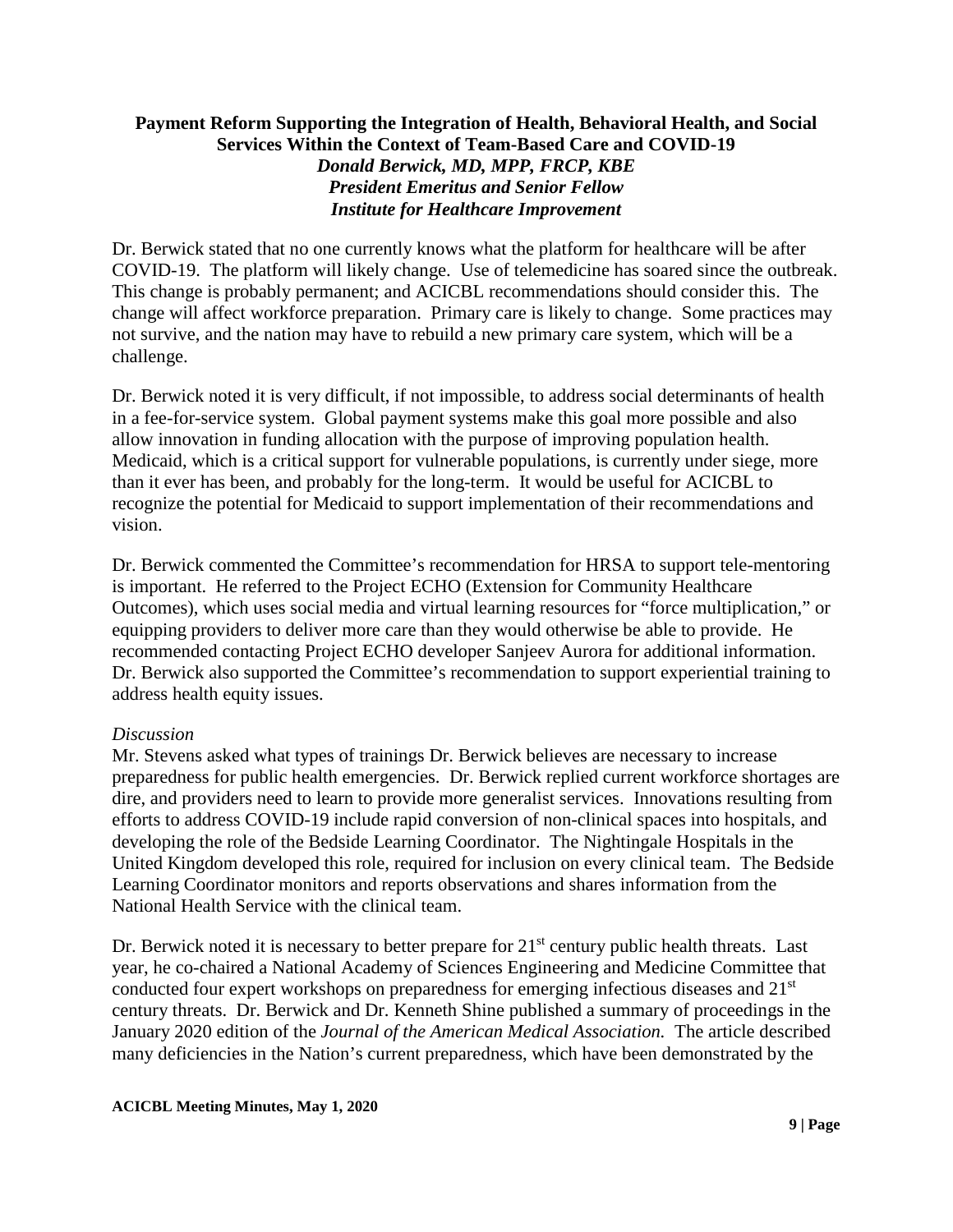**Payment Reform Supporting the Integration of Health, Behavioral Health, and Social Services Within the Context of Team-Based Care and COVID-19**
***Donald Berwick, MD, MPP, FRCP, KBE***
***President Emeritus and Senior Fellow***
***Institute for Healthcare Improvement***

Dr. Berwick stated that no one currently knows what the platform for healthcare will be after COVID-19. The platform will likely change. Use of telemedicine has soared since the outbreak. This change is probably permanent; and ACICBL recommendations should consider this. The change will affect workforce preparation. Primary care is likely to change. Some practices may not survive, and the nation may have to rebuild a new primary care system, which will be a challenge.

Dr. Berwick noted it is very difficult, if not impossible, to address social determinants of health in a fee-for-service system. Global payment systems make this goal more possible and also allow innovation in funding allocation with the purpose of improving population health. Medicaid, which is a critical support for vulnerable populations, is currently under siege, more than it ever has been, and probably for the long-term. It would be useful for ACICBL to recognize the potential for Medicaid to support implementation of their recommendations and vision.

Dr. Berwick commented the Committee's recommendation for HRSA to support tele-mentoring is important. He referred to the Project ECHO (Extension for Community Healthcare Outcomes), which uses social media and virtual learning resources for "force multiplication," or equipping providers to deliver more care than they would otherwise be able to provide. He recommended contacting Project ECHO developer Sanjeev Aurora for additional information. Dr. Berwick also supported the Committee's recommendation to support experiential training to address health equity issues.

*Discussion*
Mr. Stevens asked what types of trainings Dr. Berwick believes are necessary to increase preparedness for public health emergencies. Dr. Berwick replied current workforce shortages are dire, and providers need to learn to provide more generalist services. Innovations resulting from efforts to address COVID-19 include rapid conversion of non-clinical spaces into hospitals, and developing the role of the Bedside Learning Coordinator. The Nightingale Hospitals in the United Kingdom developed this role, required for inclusion on every clinical team. The Bedside Learning Coordinator monitors and reports observations and shares information from the National Health Service with the clinical team.

Dr. Berwick noted it is necessary to better prepare for 21st century public health threats. Last year, he co-chaired a National Academy of Sciences Engineering and Medicine Committee that conducted four expert workshops on preparedness for emerging infectious diseases and 21st century threats. Dr. Berwick and Dr. Kenneth Shine published a summary of proceedings in the January 2020 edition of the *Journal of the American Medical Association.* The article described many deficiencies in the Nation's current preparedness, which have been demonstrated by the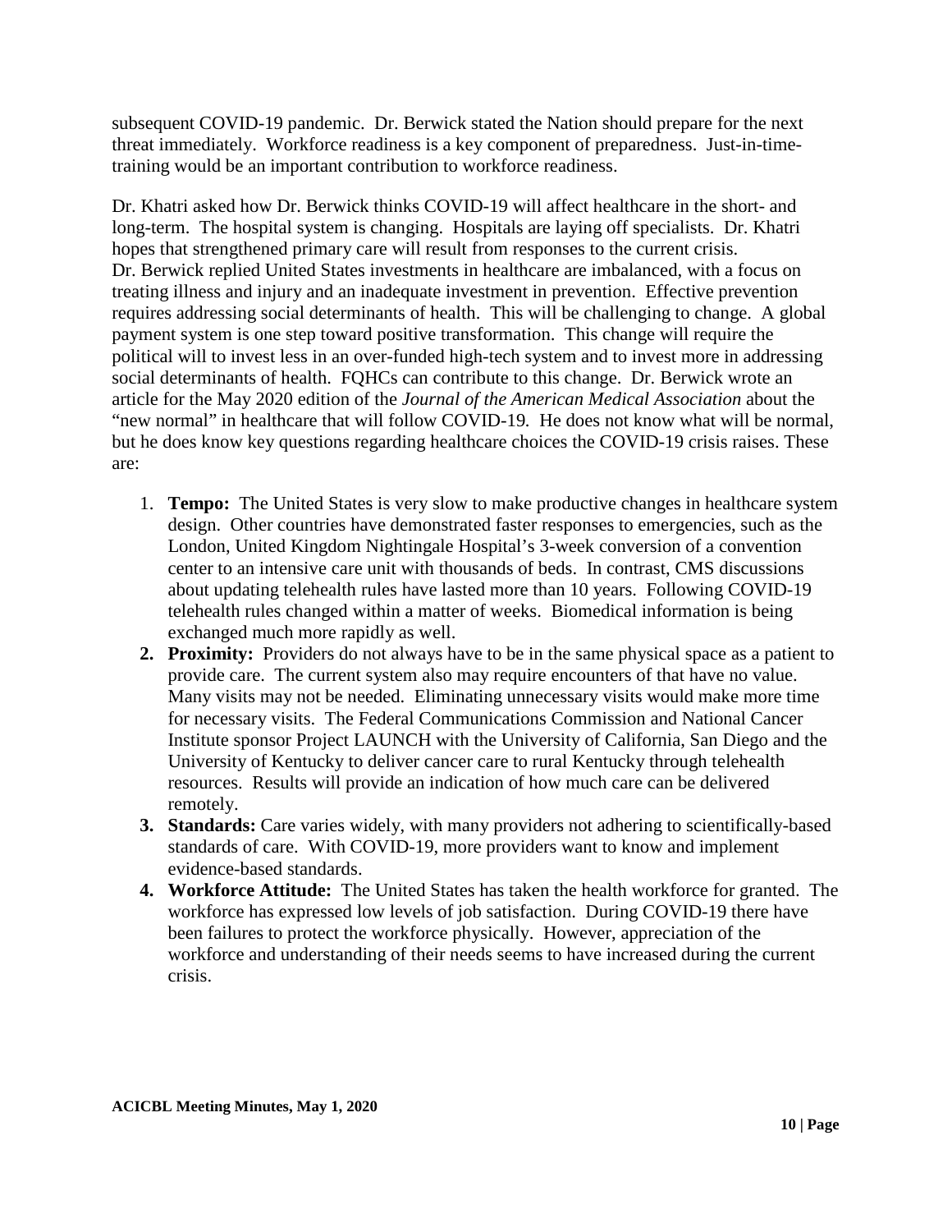subsequent COVID-19 pandemic. Dr. Berwick stated the Nation should prepare for the next threat immediately. Workforce readiness is a key component of preparedness. Just-in-time-training would be an important contribution to workforce readiness.

Dr. Khatri asked how Dr. Berwick thinks COVID-19 will affect healthcare in the short- and long-term. The hospital system is changing. Hospitals are laying off specialists. Dr. Khatri hopes that strengthened primary care will result from responses to the current crisis. Dr. Berwick replied United States investments in healthcare are imbalanced, with a focus on treating illness and injury and an inadequate investment in prevention. Effective prevention requires addressing social determinants of health. This will be challenging to change. A global payment system is one step toward positive transformation. This change will require the political will to invest less in an over-funded high-tech system and to invest more in addressing social determinants of health. FQHCs can contribute to this change. Dr. Berwick wrote an article for the May 2020 edition of the *Journal of the American Medical Association* about the "new normal" in healthcare that will follow COVID-19. He does not know what will be normal, but he does know key questions regarding healthcare choices the COVID-19 crisis raises. These are:

1. **Tempo:** The United States is very slow to make productive changes in healthcare system design. Other countries have demonstrated faster responses to emergencies, such as the London, United Kingdom Nightingale Hospital's 3-week conversion of a convention center to an intensive care unit with thousands of beds. In contrast, CMS discussions about updating telehealth rules have lasted more than 10 years. Following COVID-19 telehealth rules changed within a matter of weeks. Biomedical information is being exchanged much more rapidly as well.
2. **Proximity:** Providers do not always have to be in the same physical space as a patient to provide care. The current system also may require encounters of that have no value. Many visits may not be needed. Eliminating unnecessary visits would make more time for necessary visits. The Federal Communications Commission and National Cancer Institute sponsor Project LAUNCH with the University of California, San Diego and the University of Kentucky to deliver cancer care to rural Kentucky through telehealth resources. Results will provide an indication of how much care can be delivered remotely.
3. **Standards:** Care varies widely, with many providers not adhering to scientifically-based standards of care. With COVID-19, more providers want to know and implement evidence-based standards.
4. **Workforce Attitude:** The United States has taken the health workforce for granted. The workforce has expressed low levels of job satisfaction. During COVID-19 there have been failures to protect the workforce physically. However, appreciation of the workforce and understanding of their needs seems to have increased during the current crisis.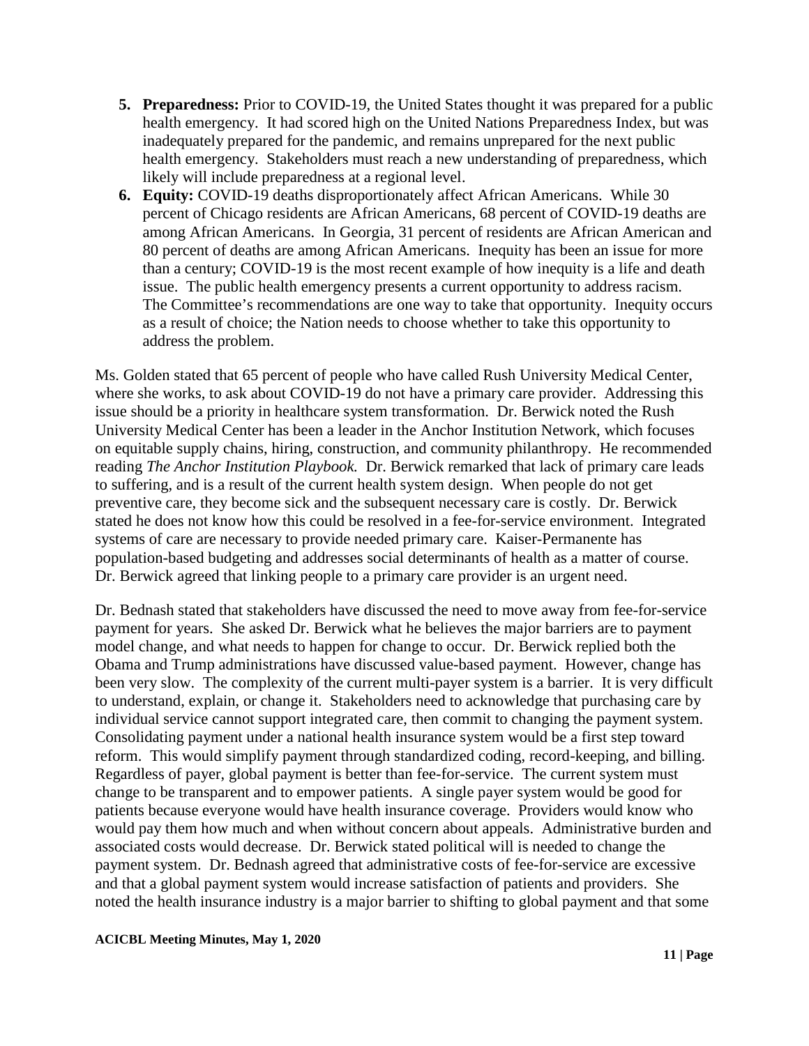5. **Preparedness:** Prior to COVID-19, the United States thought it was prepared for a public health emergency. It had scored high on the United Nations Preparedness Index, but was inadequately prepared for the pandemic, and remains unprepared for the next public health emergency. Stakeholders must reach a new understanding of preparedness, which likely will include preparedness at a regional level.
6. **Equity:** COVID-19 deaths disproportionately affect African Americans. While 30 percent of Chicago residents are African Americans, 68 percent of COVID-19 deaths are among African Americans. In Georgia, 31 percent of residents are African American and 80 percent of deaths are among African Americans. Inequity has been an issue for more than a century; COVID-19 is the most recent example of how inequity is a life and death issue. The public health emergency presents a current opportunity to address racism. The Committee's recommendations are one way to take that opportunity. Inequity occurs as a result of choice; the Nation needs to choose whether to take this opportunity to address the problem.

Ms. Golden stated that 65 percent of people who have called Rush University Medical Center, where she works, to ask about COVID-19 do not have a primary care provider. Addressing this issue should be a priority in healthcare system transformation. Dr. Berwick noted the Rush University Medical Center has been a leader in the Anchor Institution Network, which focuses on equitable supply chains, hiring, construction, and community philanthropy. He recommended reading *The Anchor Institution Playbook.* Dr. Berwick remarked that lack of primary care leads to suffering, and is a result of the current health system design. When people do not get preventive care, they become sick and the subsequent necessary care is costly. Dr. Berwick stated he does not know how this could be resolved in a fee-for-service environment. Integrated systems of care are necessary to provide needed primary care. Kaiser-Permanente has population-based budgeting and addresses social determinants of health as a matter of course. Dr. Berwick agreed that linking people to a primary care provider is an urgent need.

Dr. Bednash stated that stakeholders have discussed the need to move away from fee-for-service payment for years. She asked Dr. Berwick what he believes the major barriers are to payment model change, and what needs to happen for change to occur. Dr. Berwick replied both the Obama and Trump administrations have discussed value-based payment. However, change has been very slow. The complexity of the current multi-payer system is a barrier. It is very difficult to understand, explain, or change it. Stakeholders need to acknowledge that purchasing care by individual service cannot support integrated care, then commit to changing the payment system. Consolidating payment under a national health insurance system would be a first step toward reform. This would simplify payment through standardized coding, record-keeping, and billing. Regardless of payer, global payment is better than fee-for-service. The current system must change to be transparent and to empower patients. A single payer system would be good for patients because everyone would have health insurance coverage. Providers would know who would pay them how much and when without concern about appeals. Administrative burden and associated costs would decrease. Dr. Berwick stated political will is needed to change the payment system. Dr. Bednash agreed that administrative costs of fee-for-service are excessive and that a global payment system would increase satisfaction of patients and providers. She noted the health insurance industry is a major barrier to shifting to global payment and that some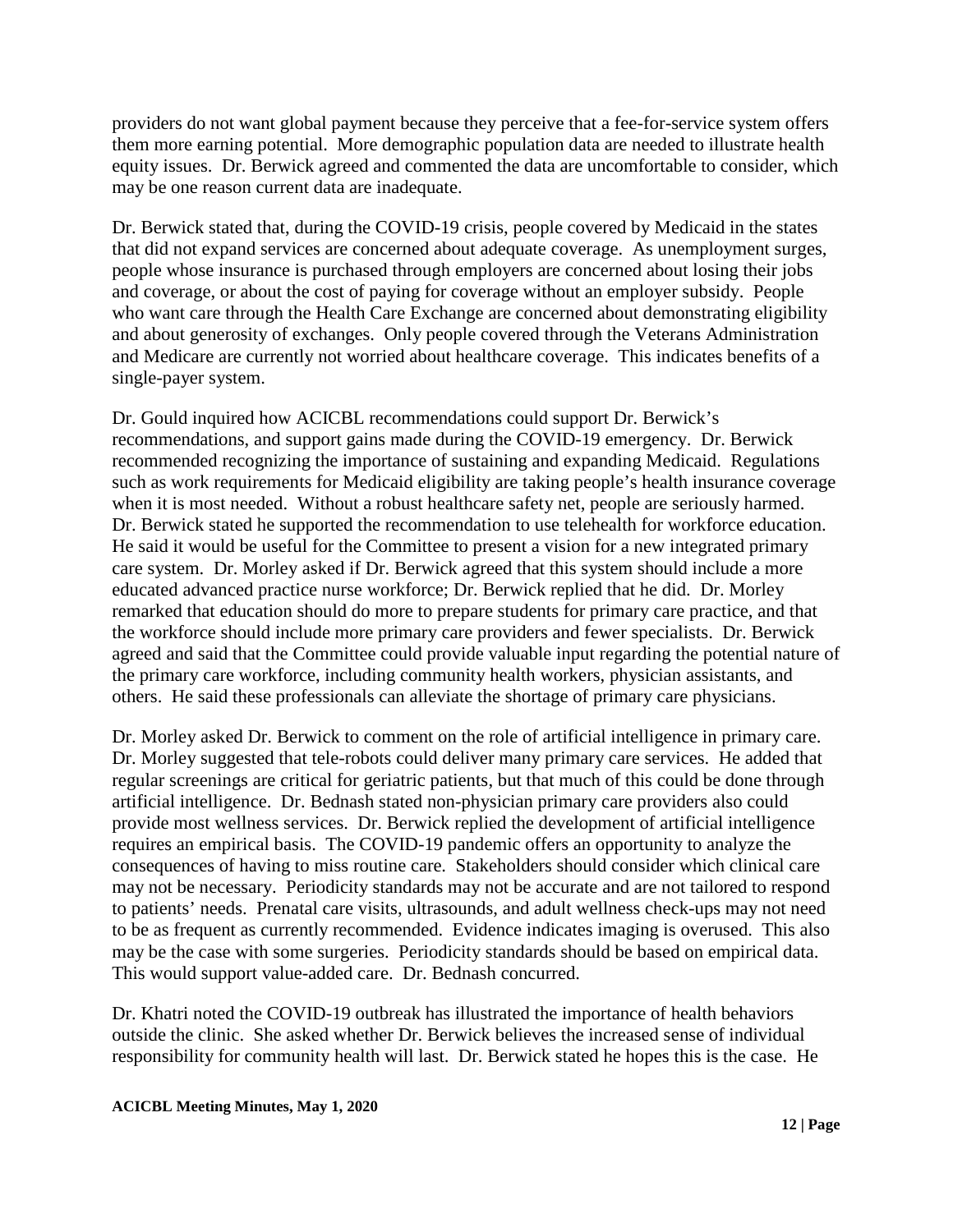providers do not want global payment because they perceive that a fee-for-service system offers them more earning potential. More demographic population data are needed to illustrate health equity issues. Dr. Berwick agreed and commented the data are uncomfortable to consider, which may be one reason current data are inadequate.

Dr. Berwick stated that, during the COVID-19 crisis, people covered by Medicaid in the states that did not expand services are concerned about adequate coverage. As unemployment surges, people whose insurance is purchased through employers are concerned about losing their jobs and coverage, or about the cost of paying for coverage without an employer subsidy. People who want care through the Health Care Exchange are concerned about demonstrating eligibility and about generosity of exchanges. Only people covered through the Veterans Administration and Medicare are currently not worried about healthcare coverage. This indicates benefits of a single-payer system.

Dr. Gould inquired how ACICBL recommendations could support Dr. Berwick's recommendations, and support gains made during the COVID-19 emergency. Dr. Berwick recommended recognizing the importance of sustaining and expanding Medicaid. Regulations such as work requirements for Medicaid eligibility are taking people's health insurance coverage when it is most needed. Without a robust healthcare safety net, people are seriously harmed. Dr. Berwick stated he supported the recommendation to use telehealth for workforce education. He said it would be useful for the Committee to present a vision for a new integrated primary care system. Dr. Morley asked if Dr. Berwick agreed that this system should include a more educated advanced practice nurse workforce; Dr. Berwick replied that he did. Dr. Morley remarked that education should do more to prepare students for primary care practice, and that the workforce should include more primary care providers and fewer specialists. Dr. Berwick agreed and said that the Committee could provide valuable input regarding the potential nature of the primary care workforce, including community health workers, physician assistants, and others. He said these professionals can alleviate the shortage of primary care physicians.

Dr. Morley asked Dr. Berwick to comment on the role of artificial intelligence in primary care. Dr. Morley suggested that tele-robots could deliver many primary care services. He added that regular screenings are critical for geriatric patients, but that much of this could be done through artificial intelligence. Dr. Bednash stated non-physician primary care providers also could provide most wellness services. Dr. Berwick replied the development of artificial intelligence requires an empirical basis. The COVID-19 pandemic offers an opportunity to analyze the consequences of having to miss routine care. Stakeholders should consider which clinical care may not be necessary. Periodicity standards may not be accurate and are not tailored to respond to patients' needs. Prenatal care visits, ultrasounds, and adult wellness check-ups may not need to be as frequent as currently recommended. Evidence indicates imaging is overused. This also may be the case with some surgeries. Periodicity standards should be based on empirical data. This would support value-added care. Dr. Bednash concurred.

Dr. Khatri noted the COVID-19 outbreak has illustrated the importance of health behaviors outside the clinic. She asked whether Dr. Berwick believes the increased sense of individual responsibility for community health will last. Dr. Berwick stated he hopes this is the case. He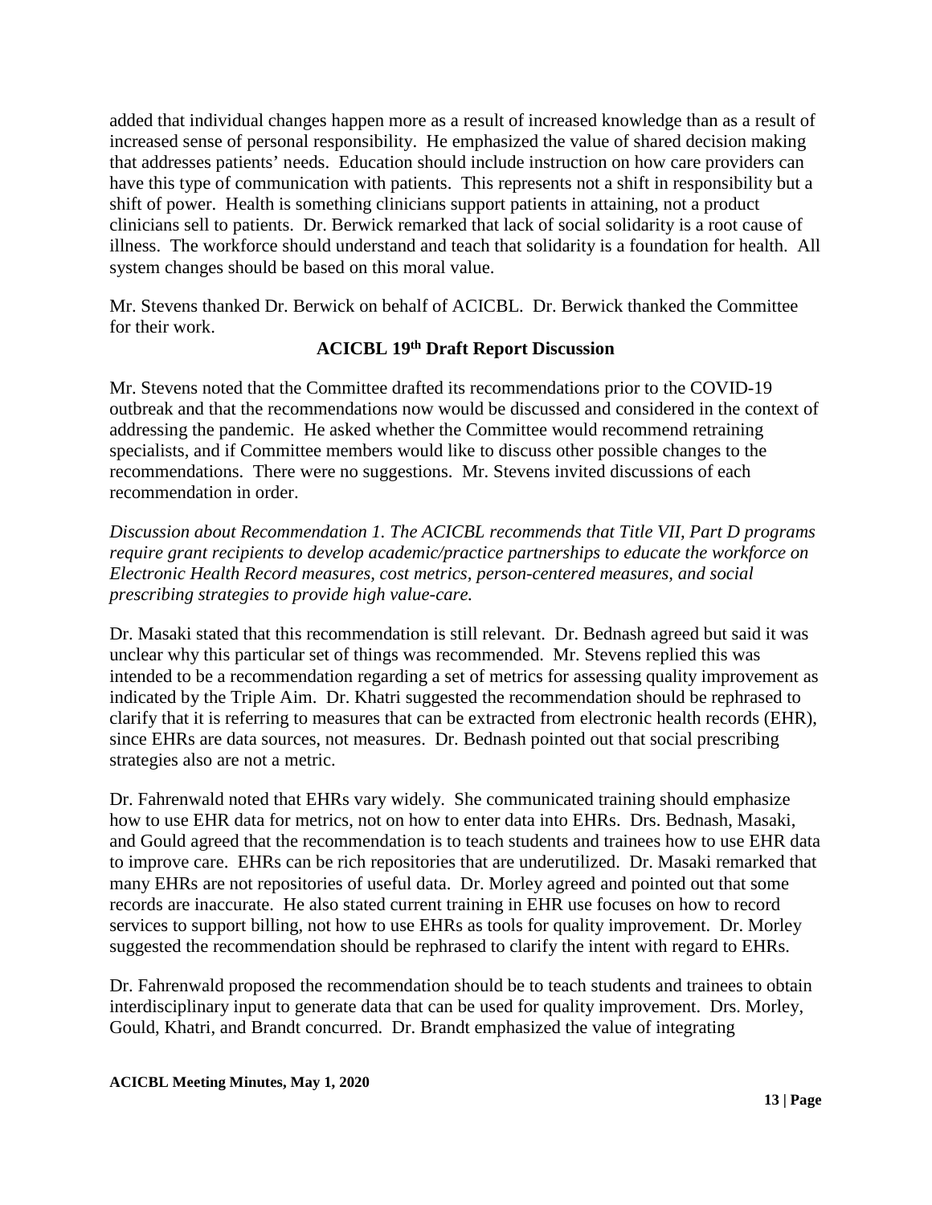added that individual changes happen more as a result of increased knowledge than as a result of increased sense of personal responsibility. He emphasized the value of shared decision making that addresses patients' needs. Education should include instruction on how care providers can have this type of communication with patients. This represents not a shift in responsibility but a shift of power. Health is something clinicians support patients in attaining, not a product clinicians sell to patients. Dr. Berwick remarked that lack of social solidarity is a root cause of illness. The workforce should understand and teach that solidarity is a foundation for health. All system changes should be based on this moral value.

Mr. Stevens thanked Dr. Berwick on behalf of ACICBL. Dr. Berwick thanked the Committee for their work.

## ACICBL 19th Draft Report Discussion

Mr. Stevens noted that the Committee drafted its recommendations prior to the COVID-19 outbreak and that the recommendations now would be discussed and considered in the context of addressing the pandemic. He asked whether the Committee would recommend retraining specialists, and if Committee members would like to discuss other possible changes to the recommendations. There were no suggestions. Mr. Stevens invited discussions of each recommendation in order.

*Discussion about Recommendation 1. The ACICBL recommends that Title VII, Part D programs require grant recipients to develop academic/practice partnerships to educate the workforce on Electronic Health Record measures, cost metrics, person-centered measures, and social prescribing strategies to provide high value-care.*

Dr. Masaki stated that this recommendation is still relevant. Dr. Bednash agreed but said it was unclear why this particular set of things was recommended. Mr. Stevens replied this was intended to be a recommendation regarding a set of metrics for assessing quality improvement as indicated by the Triple Aim. Dr. Khatri suggested the recommendation should be rephrased to clarify that it is referring to measures that can be extracted from electronic health records (EHR), since EHRs are data sources, not measures. Dr. Bednash pointed out that social prescribing strategies also are not a metric.

Dr. Fahrenwald noted that EHRs vary widely. She communicated training should emphasize how to use EHR data for metrics, not on how to enter data into EHRs. Drs. Bednash, Masaki, and Gould agreed that the recommendation is to teach students and trainees how to use EHR data to improve care. EHRs can be rich repositories that are underutilized. Dr. Masaki remarked that many EHRs are not repositories of useful data. Dr. Morley agreed and pointed out that some records are inaccurate. He also stated current training in EHR use focuses on how to record services to support billing, not how to use EHRs as tools for quality improvement. Dr. Morley suggested the recommendation should be rephrased to clarify the intent with regard to EHRs.

Dr. Fahrenwald proposed the recommendation should be to teach students and trainees to obtain interdisciplinary input to generate data that can be used for quality improvement. Drs. Morley, Gould, Khatri, and Brandt concurred. Dr. Brandt emphasized the value of integrating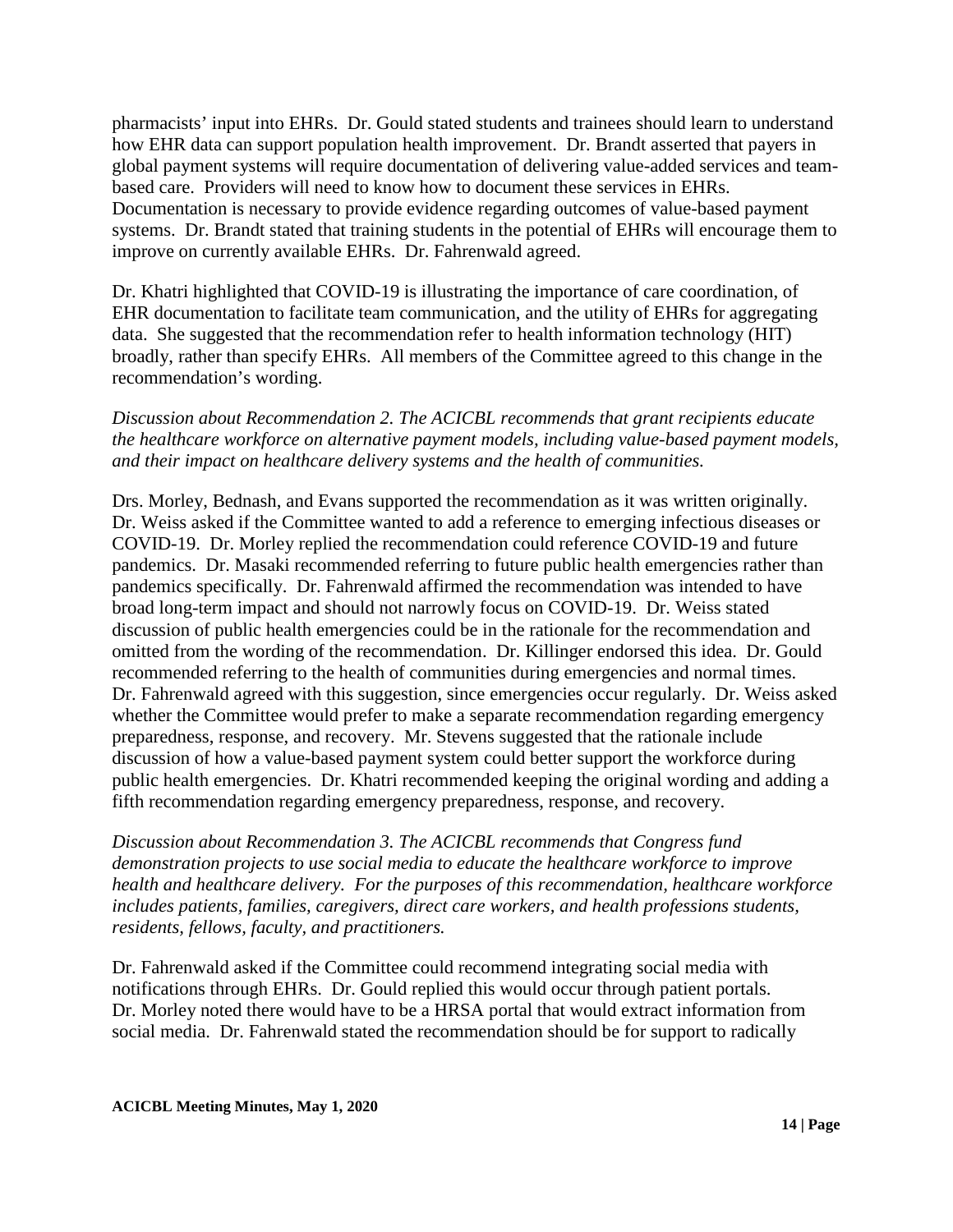pharmacists' input into EHRs. Dr. Gould stated students and trainees should learn to understand how EHR data can support population health improvement. Dr. Brandt asserted that payers in global payment systems will require documentation of delivering value-added services and team-based care. Providers will need to know how to document these services in EHRs. Documentation is necessary to provide evidence regarding outcomes of value-based payment systems. Dr. Brandt stated that training students in the potential of EHRs will encourage them to improve on currently available EHRs. Dr. Fahrenwald agreed.

Dr. Khatri highlighted that COVID-19 is illustrating the importance of care coordination, of EHR documentation to facilitate team communication, and the utility of EHRs for aggregating data. She suggested that the recommendation refer to health information technology (HIT) broadly, rather than specify EHRs. All members of the Committee agreed to this change in the recommendation's wording.

*Discussion about Recommendation 2. The ACICBL recommends that grant recipients educate the healthcare workforce on alternative payment models, including value-based payment models, and their impact on healthcare delivery systems and the health of communities.*

Drs. Morley, Bednash, and Evans supported the recommendation as it was written originally. Dr. Weiss asked if the Committee wanted to add a reference to emerging infectious diseases or COVID-19. Dr. Morley replied the recommendation could reference COVID-19 and future pandemics. Dr. Masaki recommended referring to future public health emergencies rather than pandemics specifically. Dr. Fahrenwald affirmed the recommendation was intended to have broad long-term impact and should not narrowly focus on COVID-19. Dr. Weiss stated discussion of public health emergencies could be in the rationale for the recommendation and omitted from the wording of the recommendation. Dr. Killinger endorsed this idea. Dr. Gould recommended referring to the health of communities during emergencies and normal times. Dr. Fahrenwald agreed with this suggestion, since emergencies occur regularly. Dr. Weiss asked whether the Committee would prefer to make a separate recommendation regarding emergency preparedness, response, and recovery. Mr. Stevens suggested that the rationale include discussion of how a value-based payment system could better support the workforce during public health emergencies. Dr. Khatri recommended keeping the original wording and adding a fifth recommendation regarding emergency preparedness, response, and recovery.

*Discussion about Recommendation 3. The ACICBL recommends that Congress fund demonstration projects to use social media to educate the healthcare workforce to improve health and healthcare delivery. For the purposes of this recommendation, healthcare workforce includes patients, families, caregivers, direct care workers, and health professions students, residents, fellows, faculty, and practitioners.*

Dr. Fahrenwald asked if the Committee could recommend integrating social media with notifications through EHRs. Dr. Gould replied this would occur through patient portals. Dr. Morley noted there would have to be a HRSA portal that would extract information from social media. Dr. Fahrenwald stated the recommendation should be for support to radically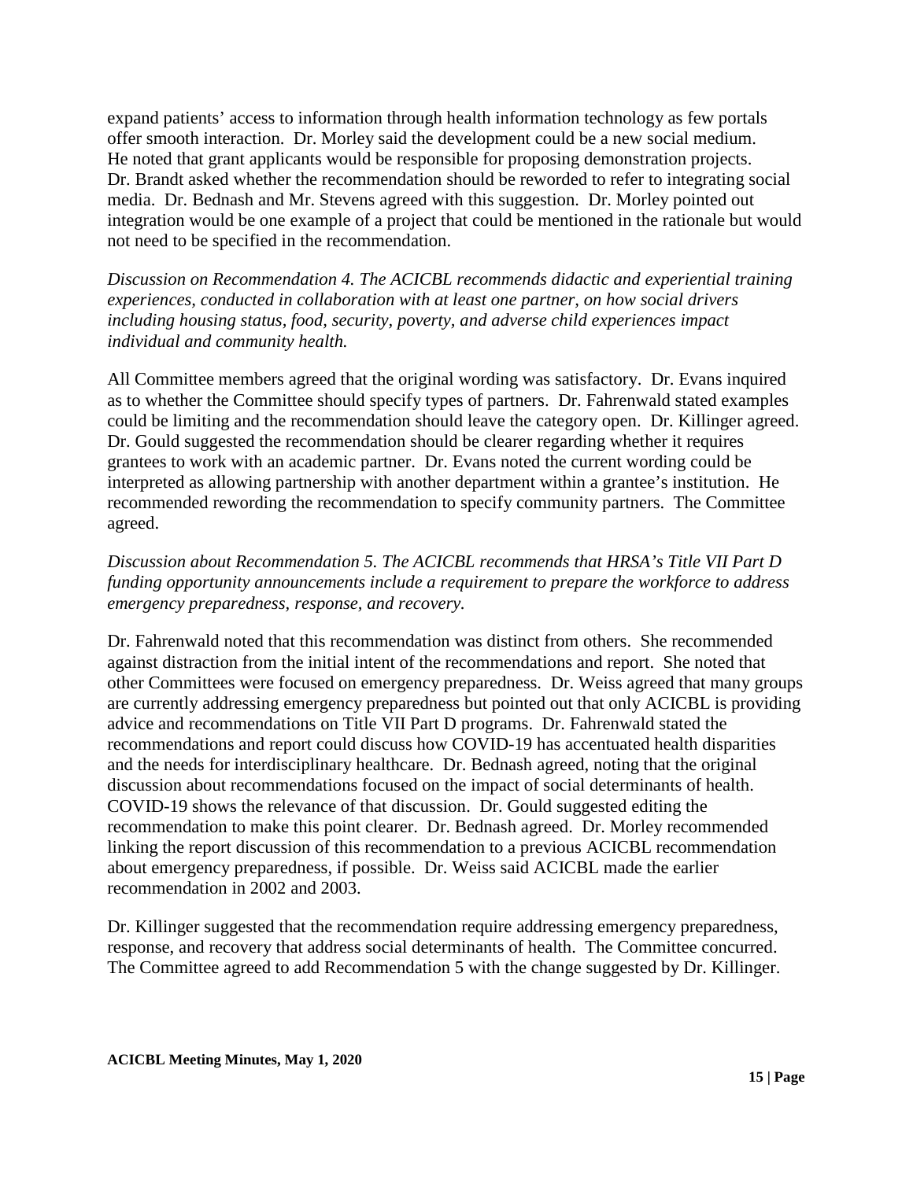expand patients' access to information through health information technology as few portals offer smooth interaction. Dr. Morley said the development could be a new social medium. He noted that grant applicants would be responsible for proposing demonstration projects. Dr. Brandt asked whether the recommendation should be reworded to refer to integrating social media. Dr. Bednash and Mr. Stevens agreed with this suggestion. Dr. Morley pointed out integration would be one example of a project that could be mentioned in the rationale but would not need to be specified in the recommendation.

*Discussion on Recommendation 4. The ACICBL recommends didactic and experiential training experiences, conducted in collaboration with at least one partner, on how social drivers including housing status, food, security, poverty, and adverse child experiences impact individual and community health.*

All Committee members agreed that the original wording was satisfactory. Dr. Evans inquired as to whether the Committee should specify types of partners. Dr. Fahrenwald stated examples could be limiting and the recommendation should leave the category open. Dr. Killinger agreed. Dr. Gould suggested the recommendation should be clearer regarding whether it requires grantees to work with an academic partner. Dr. Evans noted the current wording could be interpreted as allowing partnership with another department within a grantee's institution. He recommended rewording the recommendation to specify community partners. The Committee agreed.

*Discussion about Recommendation 5. The ACICBL recommends that HRSA's Title VII Part D funding opportunity announcements include a requirement to prepare the workforce to address emergency preparedness, response, and recovery.*

Dr. Fahrenwald noted that this recommendation was distinct from others. She recommended against distraction from the initial intent of the recommendations and report. She noted that other Committees were focused on emergency preparedness. Dr. Weiss agreed that many groups are currently addressing emergency preparedness but pointed out that only ACICBL is providing advice and recommendations on Title VII Part D programs. Dr. Fahrenwald stated the recommendations and report could discuss how COVID-19 has accentuated health disparities and the needs for interdisciplinary healthcare. Dr. Bednash agreed, noting that the original discussion about recommendations focused on the impact of social determinants of health. COVID-19 shows the relevance of that discussion. Dr. Gould suggested editing the recommendation to make this point clearer. Dr. Bednash agreed. Dr. Morley recommended linking the report discussion of this recommendation to a previous ACICBL recommendation about emergency preparedness, if possible. Dr. Weiss said ACICBL made the earlier recommendation in 2002 and 2003.

Dr. Killinger suggested that the recommendation require addressing emergency preparedness, response, and recovery that address social determinants of health. The Committee concurred. The Committee agreed to add Recommendation 5 with the change suggested by Dr. Killinger.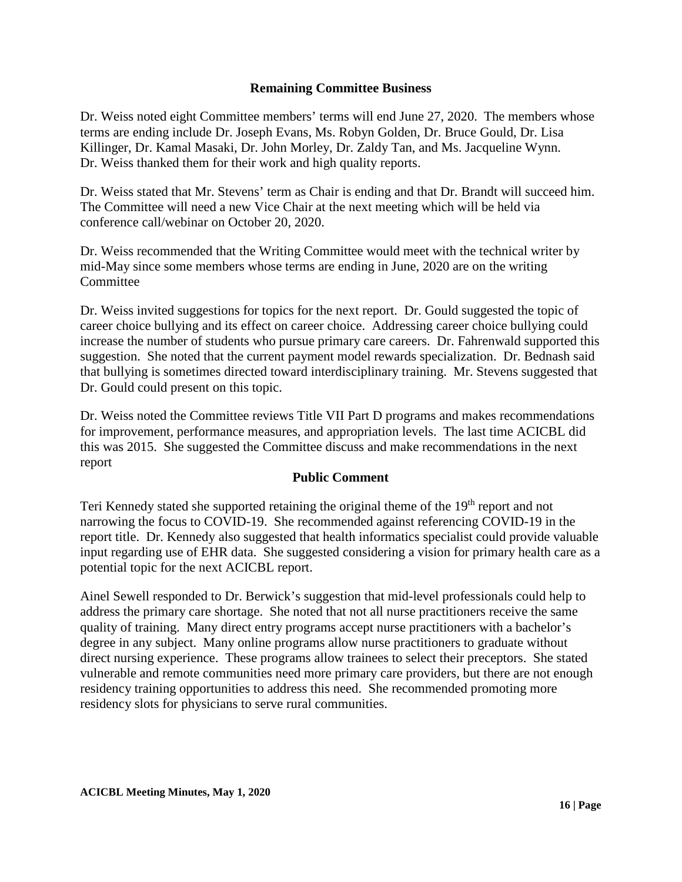## Remaining Committee Business

Dr. Weiss noted eight Committee members' terms will end June 27, 2020. The members whose terms are ending include Dr. Joseph Evans, Ms. Robyn Golden, Dr. Bruce Gould, Dr. Lisa Killinger, Dr. Kamal Masaki, Dr. John Morley, Dr. Zaldy Tan, and Ms. Jacqueline Wynn. Dr. Weiss thanked them for their work and high quality reports.

Dr. Weiss stated that Mr. Stevens' term as Chair is ending and that Dr. Brandt will succeed him. The Committee will need a new Vice Chair at the next meeting which will be held via conference call/webinar on October 20, 2020.

Dr. Weiss recommended that the Writing Committee would meet with the technical writer by mid-May since some members whose terms are ending in June, 2020 are on the writing Committee

Dr. Weiss invited suggestions for topics for the next report. Dr. Gould suggested the topic of career choice bullying and its effect on career choice. Addressing career choice bullying could increase the number of students who pursue primary care careers. Dr. Fahrenwald supported this suggestion. She noted that the current payment model rewards specialization. Dr. Bednash said that bullying is sometimes directed toward interdisciplinary training. Mr. Stevens suggested that Dr. Gould could present on this topic.

Dr. Weiss noted the Committee reviews Title VII Part D programs and makes recommendations for improvement, performance measures, and appropriation levels. The last time ACICBL did this was 2015. She suggested the Committee discuss and make recommendations in the next report

## Public Comment

Teri Kennedy stated she supported retaining the original theme of the 19th report and not narrowing the focus to COVID-19. She recommended against referencing COVID-19 in the report title. Dr. Kennedy also suggested that health informatics specialist could provide valuable input regarding use of EHR data. She suggested considering a vision for primary health care as a potential topic for the next ACICBL report.

Ainel Sewell responded to Dr. Berwick's suggestion that mid-level professionals could help to address the primary care shortage. She noted that not all nurse practitioners receive the same quality of training. Many direct entry programs accept nurse practitioners with a bachelor's degree in any subject. Many online programs allow nurse practitioners to graduate without direct nursing experience. These programs allow trainees to select their preceptors. She stated vulnerable and remote communities need more primary care providers, but there are not enough residency training opportunities to address this need. She recommended promoting more residency slots for physicians to serve rural communities.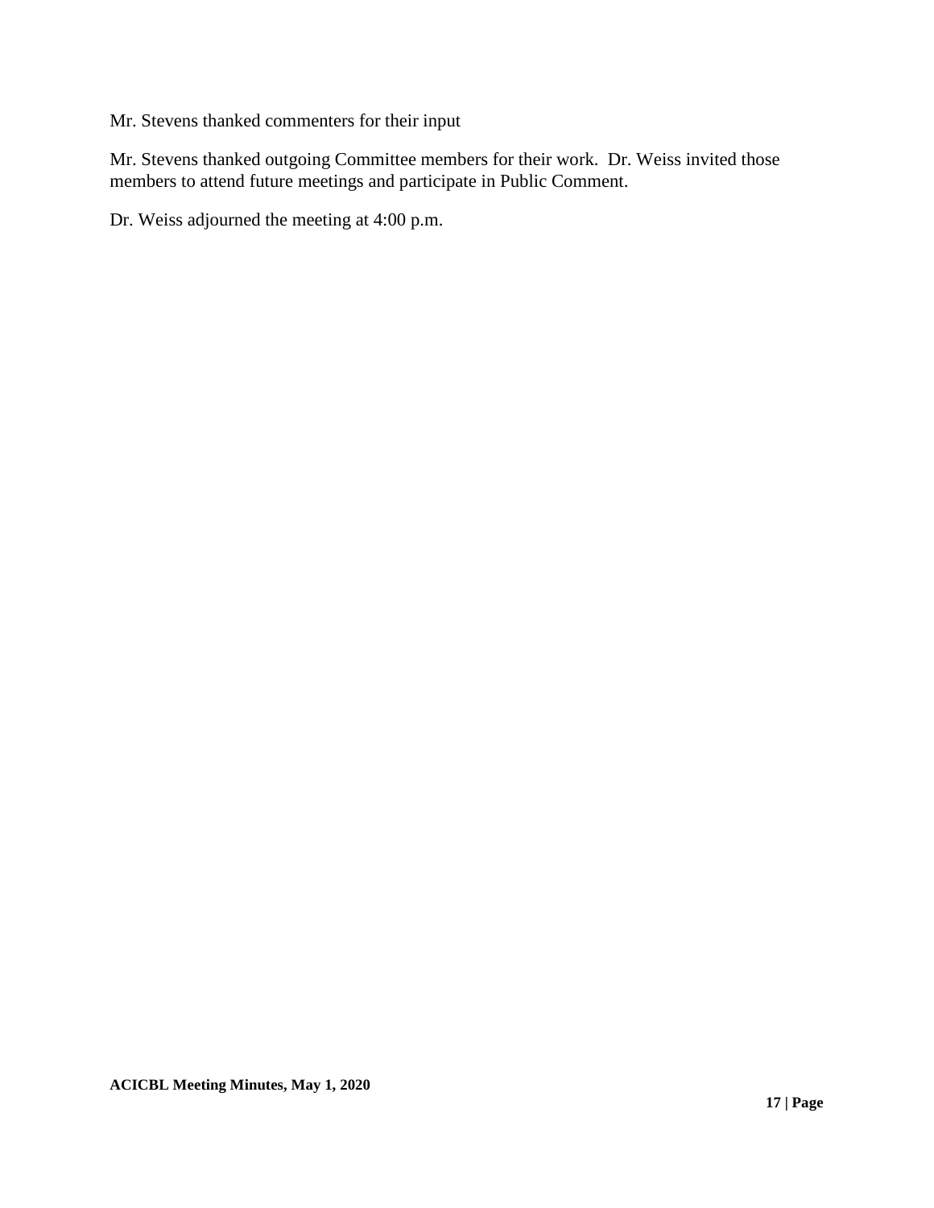Mr. Stevens thanked commenters for their input

Mr. Stevens thanked outgoing Committee members for their work. Dr. Weiss invited those members to attend future meetings and participate in Public Comment.

Dr. Weiss adjourned the meeting at 4:00 p.m.